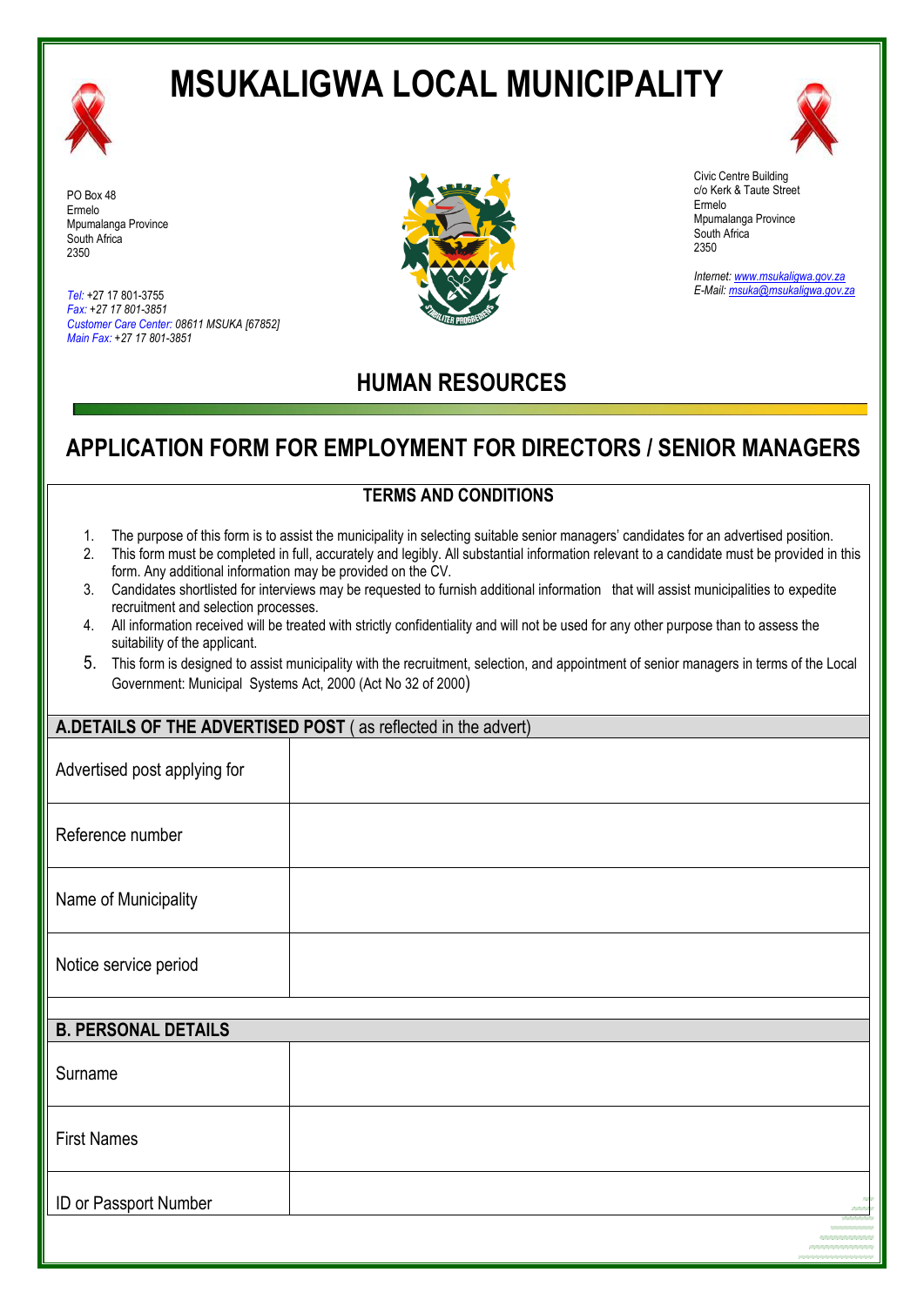# MSUKALIGWA LOCAL MUNICIPALITY

PO Box 48
Ermelo
Mpumalanga Province
South Africa
2350

*Tel:* +27 17 801-3755
*Fax:* +27 17 801-3851
*Customer Care Center:* 08611 MSUKA [67852]
*Main Fax:* +27 17 801-3851

Civic Centre Building
c/o Kerk & Taute Street
Ermelo
Mpumalanga Province
South Africa
2350

*Internet:* www.msukaligwa.gov.za
*E-Mail:* msuka@msukaligwa.gov.za

## HUMAN RESOURCES

## APPLICATION FORM FOR EMPLOYMENT FOR DIRECTORS / SENIOR MANAGERS

### TERMS AND CONDITIONS

1. The purpose of this form is to assist the municipality in selecting suitable senior managers' candidates for an advertised position.
2. This form must be completed in full, accurately and legibly. All substantial information relevant to a candidate must be provided in this form. Any additional information may be provided on the CV.
3. Candidates shortlisted for interviews may be requested to furnish additional information that will assist municipalities to expedite recruitment and selection processes.
4. All information received will be treated with strictly confidentiality and will not be used for any other purpose than to assess the suitability of the applicant.
5. This form is designed to assist municipality with the recruitment, selection, and appointment of senior managers in terms of the Local Government: Municipal Systems Act, 2000 (Act No 32 of 2000)

| **A.DETAILS OF THE ADVERTISED POST** ( as reflected in the advert) | |
|---|---|
| Advertised post applying for | |
| Reference number | |
| Name of Municipality | |
| Notice service period | |

| **B. PERSONAL DETAILS** | |
|---|---|
| Surname | |
| First Names | |
| ID or Passport Number | |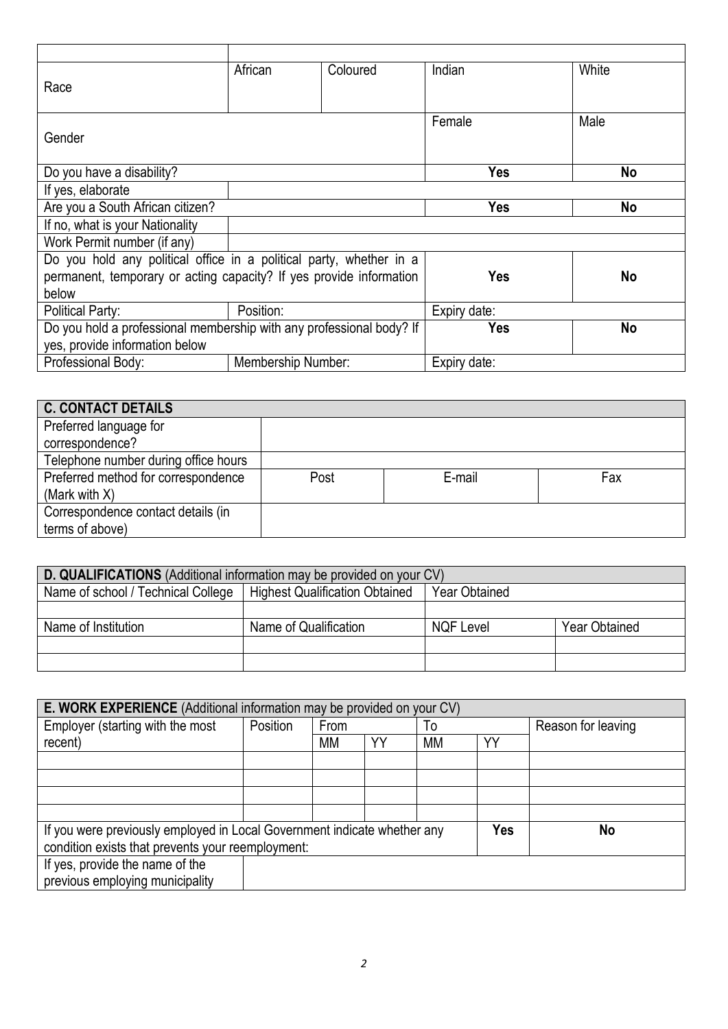| | | | | |
|---|---|---|---|---|
| Race | African | Coloured | Indian | White |
| Gender | | | Female | Male |
| Do you have a disability? | | | **Yes** | **No** |
| If yes, elaborate | | | | |
| Are you a South African citizen? | | | **Yes** | **No** |
| If no, what is your Nationality | | | | |
| Work Permit number (if any) | | | | |
| Do you hold any political office in a political party, whether in a permanent, temporary or acting capacity? If yes provide information below | | | **Yes** | **No** |
| Political Party: | Position: | | Expiry date: | |
| Do you hold a professional membership with any professional body? If yes, provide information below | | | **Yes** | **No** |
| Professional Body: | Membership Number: | | Expiry date: | |

| **C. CONTACT DETAILS** | | | |
|---|---|---|---|
| Preferred language for correspondence? | | | |
| Telephone number during office hours | | | |
| Preferred method for correspondence (Mark with X) | Post | E-mail | Fax |
| Correspondence contact details (in terms of above) | | | |

| **D. QUALIFICATIONS** (Additional information may be provided on your CV) | | | |
|---|---|---|---|
| Name of school / Technical College | Highest Qualification Obtained | Year Obtained | |
| | | | |
| Name of Institution | Name of Qualification | NQF Level | Year Obtained |
| | | | |
| | | | |

| **E. WORK EXPERIENCE** (Additional information may be provided on your CV) | | | | | | |
|---|---|---|---|---|---|---|
| Employer (starting with the most recent) | Position | From | | To | | Reason for leaving |
| | | MM | YY | MM | YY | |
| | | | | | | |
| | | | | | | |
| | | | | | | |
| | | | | | | |
| If you were previously employed in Local Government indicate whether any condition exists that prevents your reemployment: | | | | | **Yes** | **No** |
| If yes, provide the name of the previous employing municipality | | | | | | |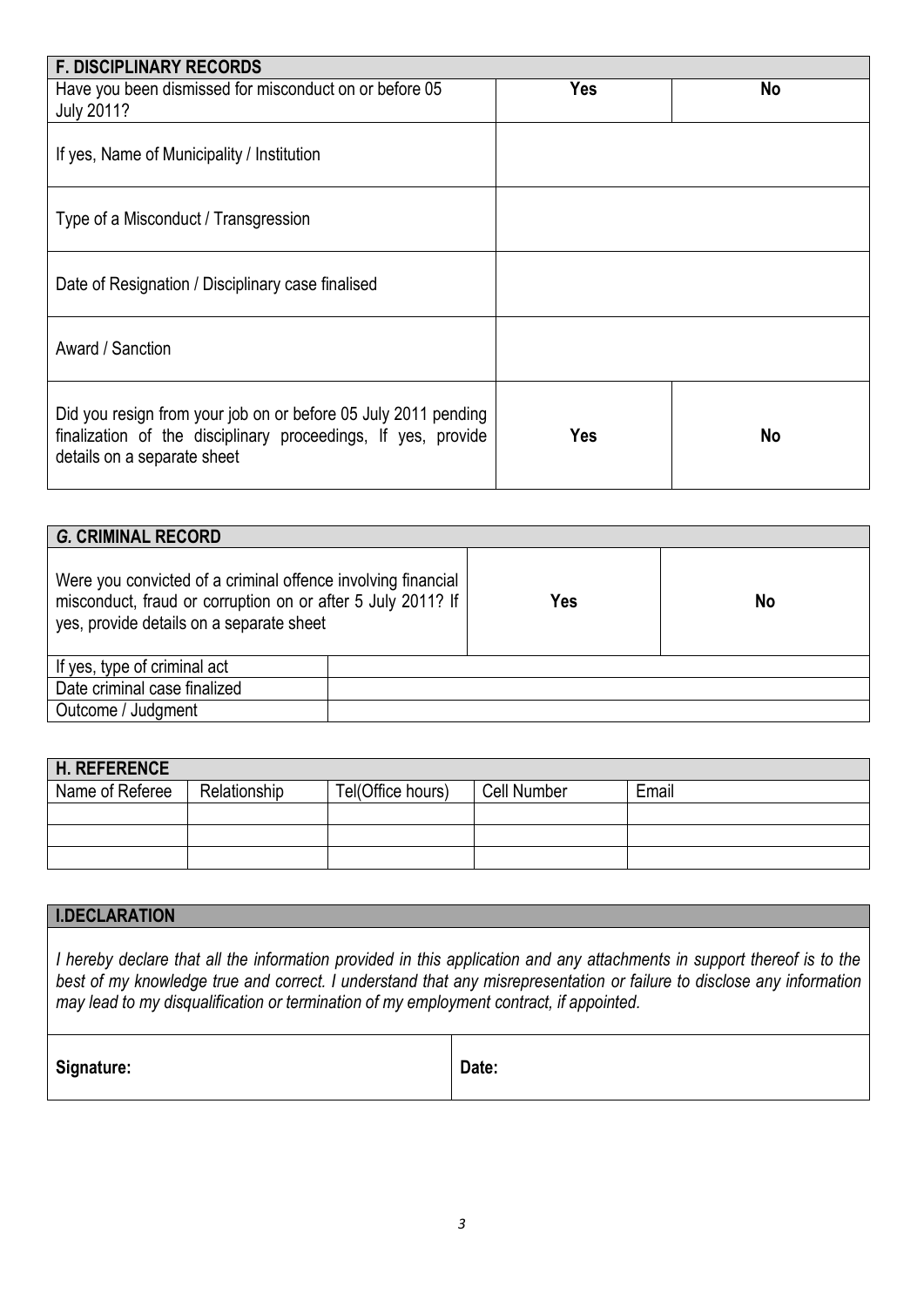| **F. DISCIPLINARY RECORDS** | | |
|---|---|---|
| Have you been dismissed for misconduct on or before 05 July 2011? | **Yes** | **No** |
| If yes, Name of Municipality / Institution | | |
| Type of a Misconduct / Transgression | | |
| Date of Resignation / Disciplinary case finalised | | |
| Award / Sanction | | |
| Did you resign from your job on or before 05 July 2011 pending finalization of the disciplinary proceedings, If yes, provide details on a separate sheet | **Yes** | **No** |

| ***G.* CRIMINAL RECORD** | | | |
|---|---|---|---|
| Were you convicted of a criminal offence involving financial misconduct, fraud or corruption on or after 5 July 2011? If yes, provide details on a separate sheet | | **Yes** | **No** |
| If yes, type of criminal act | | | |
| Date criminal case finalized | | | |
| Outcome / Judgment | | | |

| **H. REFERENCE** | | | | |
|---|---|---|---|---|
| Name of Referee | Relationship | Tel(Office hours) | Cell Number | Email |
| | | | | |
| | | | | |
| | | | | |

| **I.DECLARATION** | |
|---|---|
| *I hereby declare that all the information provided in this application and any attachments in support thereof is to the best of my knowledge true and correct. I understand that any misrepresentation or failure to disclose any information may lead to my disqualification or termination of my employment contract, if appointed.* | |
| **Signature:** | **Date:** |